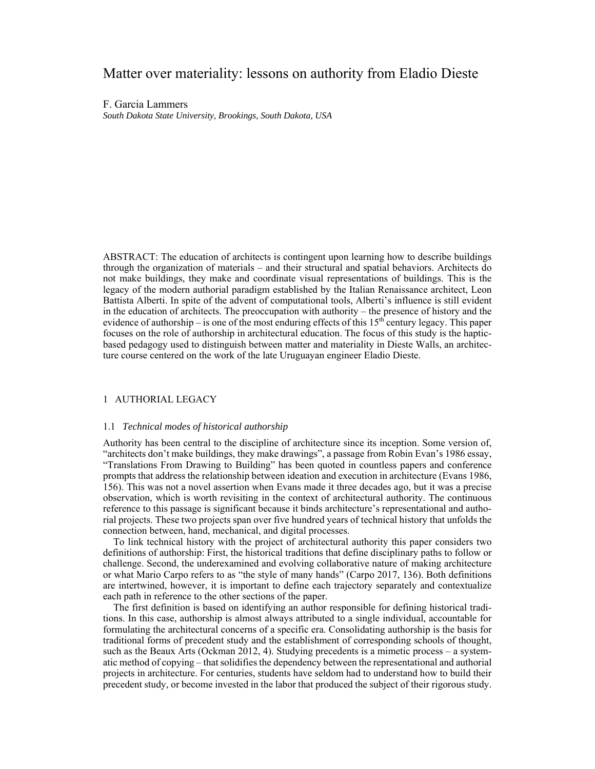# Matter over materiality: lessons on authority from Eladio Dieste

F. Garcia Lammers

*South Dakota State University, Brookings, South Dakota, USA*

ABSTRACT: The education of architects is contingent upon learning how to describe buildings through the organization of materials – and their structural and spatial behaviors. Architects do not make buildings, they make and coordinate visual representations of buildings. This is the legacy of the modern authorial paradigm established by the Italian Renaissance architect, Leon Battista Alberti. In spite of the advent of computational tools, Alberti's influence is still evident in the education of architects. The preoccupation with authority – the presence of history and the evidence of authorship – is one of the most enduring effects of this 15th century legacy. This paper focuses on the role of authorship in architectural education. The focus of this study is the haptic-based pedagogy used to distinguish between matter and materiality in Dieste Walls, an architecture course centered on the work of the late Uruguayan engineer Eladio Dieste.

## 1 AUTHORIAL LEGACY

### 1.1 *Technical modes of historical authorship*

Authority has been central to the discipline of architecture since its inception. Some version of, "architects don't make buildings, they make drawings", a passage from Robin Evan's 1986 essay, "Translations From Drawing to Building" has been quoted in countless papers and conference prompts that address the relationship between ideation and execution in architecture (Evans 1986, 156). This was not a novel assertion when Evans made it three decades ago, but it was a precise observation, which is worth revisiting in the context of architectural authority. The continuous reference to this passage is significant because it binds architecture's representational and authorial projects. These two projects span over five hundred years of technical history that unfolds the connection between, hand, mechanical, and digital processes.

To link technical history with the project of architectural authority this paper considers two definitions of authorship: First, the historical traditions that define disciplinary paths to follow or challenge. Second, the underexamined and evolving collaborative nature of making architecture or what Mario Carpo refers to as "the style of many hands" (Carpo 2017, 136). Both definitions are intertwined, however, it is important to define each trajectory separately and contextualize each path in reference to the other sections of the paper.

The first definition is based on identifying an author responsible for defining historical traditions. In this case, authorship is almost always attributed to a single individual, accountable for formulating the architectural concerns of a specific era. Consolidating authorship is the basis for traditional forms of precedent study and the establishment of corresponding schools of thought, such as the Beaux Arts (Ockman 2012, 4). Studying precedents is a mimetic process – a systematic method of copying – that solidifies the dependency between the representational and authorial projects in architecture. For centuries, students have seldom had to understand how to build their precedent study, or become invested in the labor that produced the subject of their rigorous study.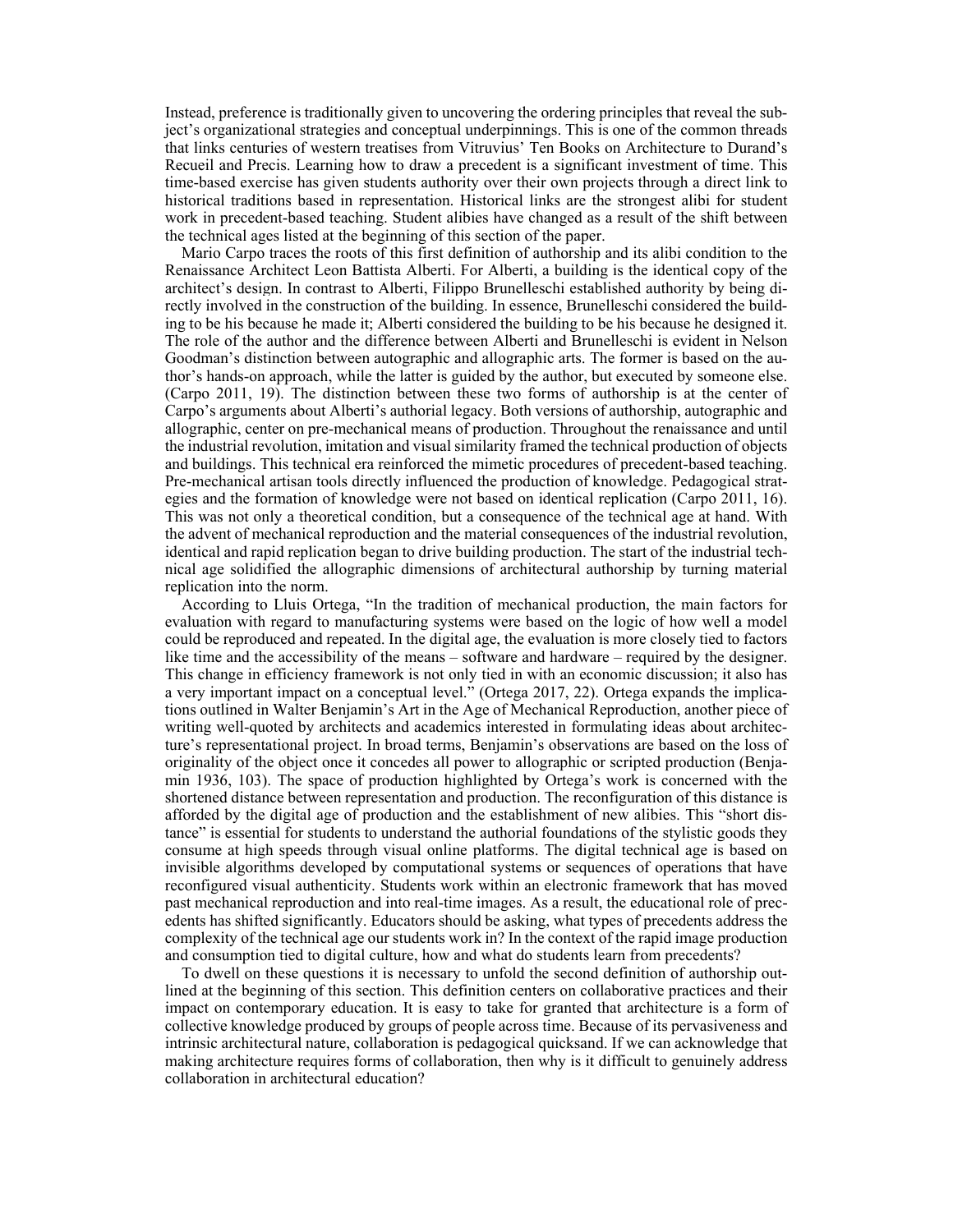Instead, preference is traditionally given to uncovering the ordering principles that reveal the subject's organizational strategies and conceptual underpinnings. This is one of the common threads that links centuries of western treatises from Vitruvius' Ten Books on Architecture to Durand's Recueil and Precis. Learning how to draw a precedent is a significant investment of time. This time-based exercise has given students authority over their own projects through a direct link to historical traditions based in representation. Historical links are the strongest alibi for student work in precedent-based teaching. Student alibies have changed as a result of the shift between the technical ages listed at the beginning of this section of the paper.

Mario Carpo traces the roots of this first definition of authorship and its alibi condition to the Renaissance Architect Leon Battista Alberti. For Alberti, a building is the identical copy of the architect's design. In contrast to Alberti, Filippo Brunelleschi established authority by being directly involved in the construction of the building. In essence, Brunelleschi considered the building to be his because he made it; Alberti considered the building to be his because he designed it. The role of the author and the difference between Alberti and Brunelleschi is evident in Nelson Goodman's distinction between autographic and allographic arts. The former is based on the author's hands-on approach, while the latter is guided by the author, but executed by someone else. (Carpo 2011, 19). The distinction between these two forms of authorship is at the center of Carpo's arguments about Alberti's authorial legacy. Both versions of authorship, autographic and allographic, center on pre-mechanical means of production. Throughout the renaissance and until the industrial revolution, imitation and visual similarity framed the technical production of objects and buildings. This technical era reinforced the mimetic procedures of precedent-based teaching. Pre-mechanical artisan tools directly influenced the production of knowledge. Pedagogical strategies and the formation of knowledge were not based on identical replication (Carpo 2011, 16). This was not only a theoretical condition, but a consequence of the technical age at hand. With the advent of mechanical reproduction and the material consequences of the industrial revolution, identical and rapid replication began to drive building production. The start of the industrial technical age solidified the allographic dimensions of architectural authorship by turning material replication into the norm.

According to Lluis Ortega, "In the tradition of mechanical production, the main factors for evaluation with regard to manufacturing systems were based on the logic of how well a model could be reproduced and repeated. In the digital age, the evaluation is more closely tied to factors like time and the accessibility of the means – software and hardware – required by the designer. This change in efficiency framework is not only tied in with an economic discussion; it also has a very important impact on a conceptual level." (Ortega 2017, 22). Ortega expands the implications outlined in Walter Benjamin's Art in the Age of Mechanical Reproduction, another piece of writing well-quoted by architects and academics interested in formulating ideas about architecture's representational project. In broad terms, Benjamin's observations are based on the loss of originality of the object once it concedes all power to allographic or scripted production (Benjamin 1936, 103). The space of production highlighted by Ortega's work is concerned with the shortened distance between representation and production. The reconfiguration of this distance is afforded by the digital age of production and the establishment of new alibies. This "short distance" is essential for students to understand the authorial foundations of the stylistic goods they consume at high speeds through visual online platforms. The digital technical age is based on invisible algorithms developed by computational systems or sequences of operations that have reconfigured visual authenticity. Students work within an electronic framework that has moved past mechanical reproduction and into real-time images. As a result, the educational role of precedents has shifted significantly. Educators should be asking, what types of precedents address the complexity of the technical age our students work in? In the context of the rapid image production and consumption tied to digital culture, how and what do students learn from precedents?

To dwell on these questions it is necessary to unfold the second definition of authorship outlined at the beginning of this section. This definition centers on collaborative practices and their impact on contemporary education. It is easy to take for granted that architecture is a form of collective knowledge produced by groups of people across time. Because of its pervasiveness and intrinsic architectural nature, collaboration is pedagogical quicksand. If we can acknowledge that making architecture requires forms of collaboration, then why is it difficult to genuinely address collaboration in architectural education?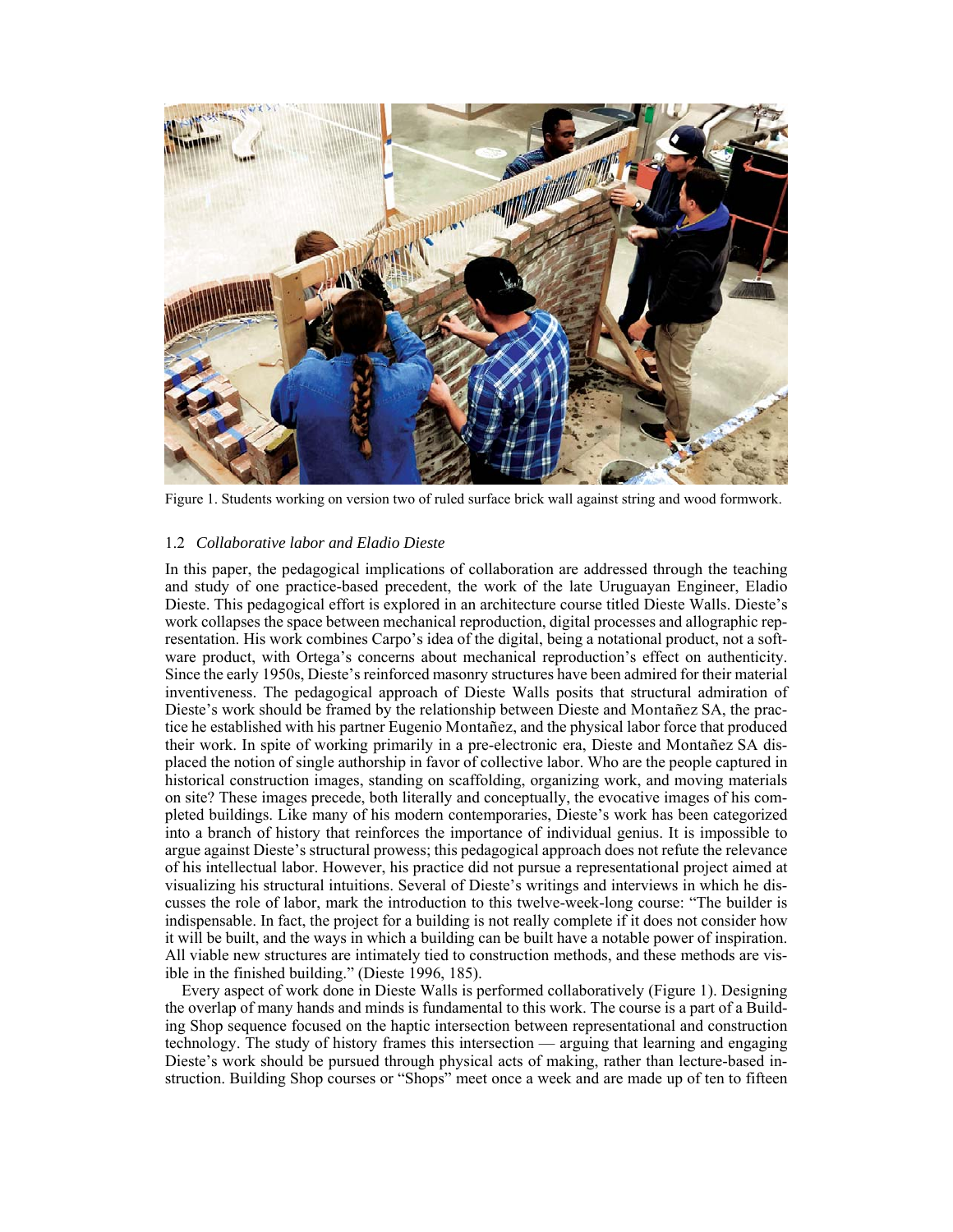Figure 1. Students working on version two of ruled surface brick wall against string and wood formwork.

### 1.2 *Collaborative labor and Eladio Dieste*

In this paper, the pedagogical implications of collaboration are addressed through the teaching and study of one practice-based precedent, the work of the late Uruguayan Engineer, Eladio Dieste. This pedagogical effort is explored in an architecture course titled Dieste Walls. Dieste's work collapses the space between mechanical reproduction, digital processes and allographic representation. His work combines Carpo's idea of the digital, being a notational product, not a software product, with Ortega's concerns about mechanical reproduction's effect on authenticity. Since the early 1950s, Dieste's reinforced masonry structures have been admired for their material inventiveness. The pedagogical approach of Dieste Walls posits that structural admiration of Dieste's work should be framed by the relationship between Dieste and Montañez SA, the practice he established with his partner Eugenio Montañez, and the physical labor force that produced their work. In spite of working primarily in a pre-electronic era, Dieste and Montañez SA displaced the notion of single authorship in favor of collective labor. Who are the people captured in historical construction images, standing on scaffolding, organizing work, and moving materials on site? These images precede, both literally and conceptually, the evocative images of his completed buildings. Like many of his modern contemporaries, Dieste's work has been categorized into a branch of history that reinforces the importance of individual genius. It is impossible to argue against Dieste's structural prowess; this pedagogical approach does not refute the relevance of his intellectual labor. However, his practice did not pursue a representational project aimed at visualizing his structural intuitions. Several of Dieste's writings and interviews in which he discusses the role of labor, mark the introduction to this twelve-week-long course: "The builder is indispensable. In fact, the project for a building is not really complete if it does not consider how it will be built, and the ways in which a building can be built have a notable power of inspiration. All viable new structures are intimately tied to construction methods, and these methods are visible in the finished building." (Dieste 1996, 185).

Every aspect of work done in Dieste Walls is performed collaboratively (Figure 1). Designing the overlap of many hands and minds is fundamental to this work. The course is a part of a Building Shop sequence focused on the haptic intersection between representational and construction technology. The study of history frames this intersection — arguing that learning and engaging Dieste's work should be pursued through physical acts of making, rather than lecture-based instruction. Building Shop courses or "Shops" meet once a week and are made up of ten to fifteen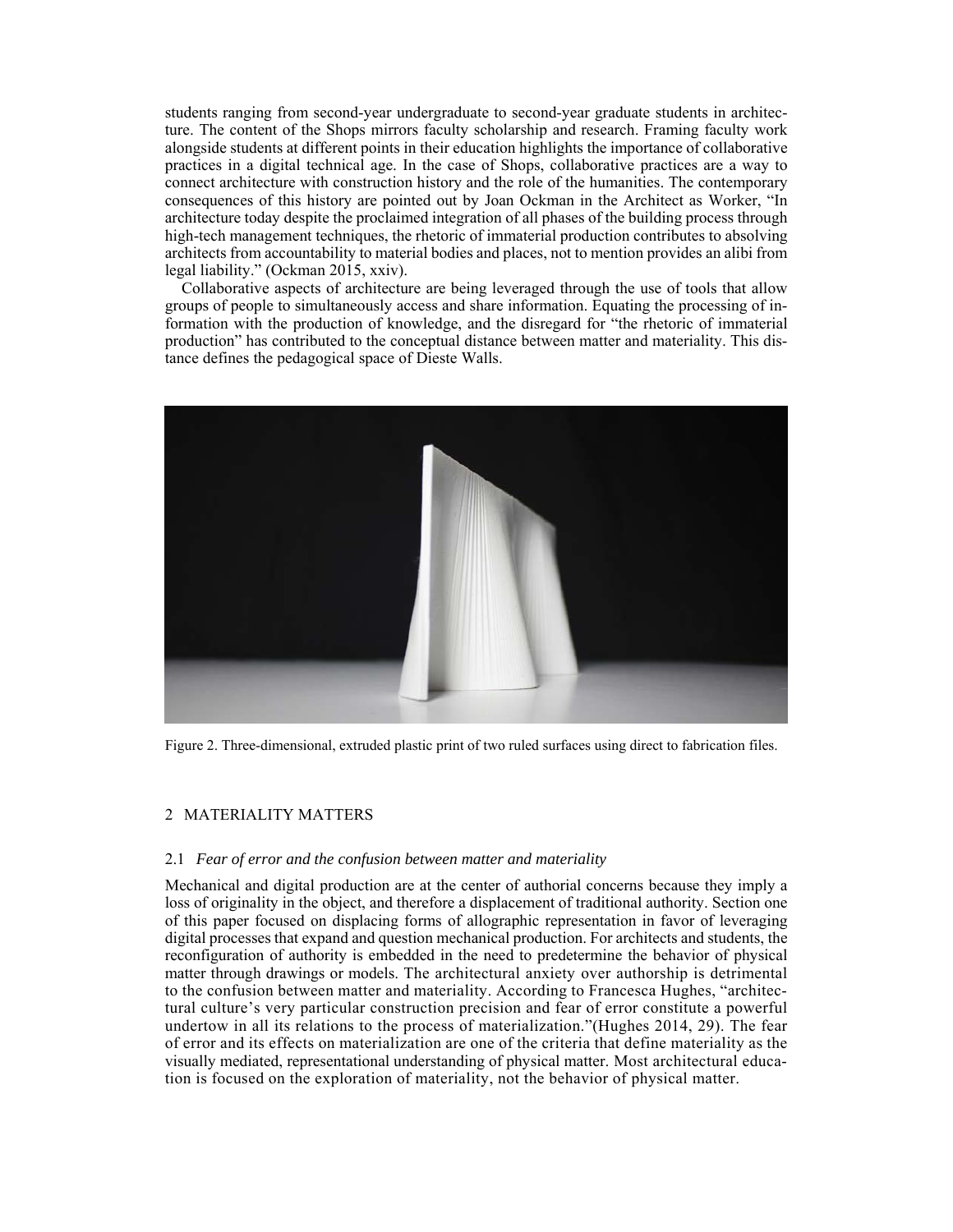students ranging from second-year undergraduate to second-year graduate students in architecture. The content of the Shops mirrors faculty scholarship and research. Framing faculty work alongside students at different points in their education highlights the importance of collaborative practices in a digital technical age. In the case of Shops, collaborative practices are a way to connect architecture with construction history and the role of the humanities. The contemporary consequences of this history are pointed out by Joan Ockman in the Architect as Worker, "In architecture today despite the proclaimed integration of all phases of the building process through high-tech management techniques, the rhetoric of immaterial production contributes to absolving architects from accountability to material bodies and places, not to mention provides an alibi from legal liability." (Ockman 2015, xxiv).

Collaborative aspects of architecture are being leveraged through the use of tools that allow groups of people to simultaneously access and share information. Equating the processing of information with the production of knowledge, and the disregard for "the rhetoric of immaterial production" has contributed to the conceptual distance between matter and materiality. This distance defines the pedagogical space of Dieste Walls.

Figure 2. Three-dimensional, extruded plastic print of two ruled surfaces using direct to fabrication files.

## 2 MATERIALITY MATTERS

### 2.1 *Fear of error and the confusion between matter and materiality*

Mechanical and digital production are at the center of authorial concerns because they imply a loss of originality in the object, and therefore a displacement of traditional authority. Section one of this paper focused on displacing forms of allographic representation in favor of leveraging digital processes that expand and question mechanical production. For architects and students, the reconfiguration of authority is embedded in the need to predetermine the behavior of physical matter through drawings or models. The architectural anxiety over authorship is detrimental to the confusion between matter and materiality. According to Francesca Hughes, "architectural culture's very particular construction precision and fear of error constitute a powerful undertow in all its relations to the process of materialization."(Hughes 2014, 29). The fear of error and its effects on materialization are one of the criteria that define materiality as the visually mediated, representational understanding of physical matter. Most architectural education is focused on the exploration of materiality, not the behavior of physical matter.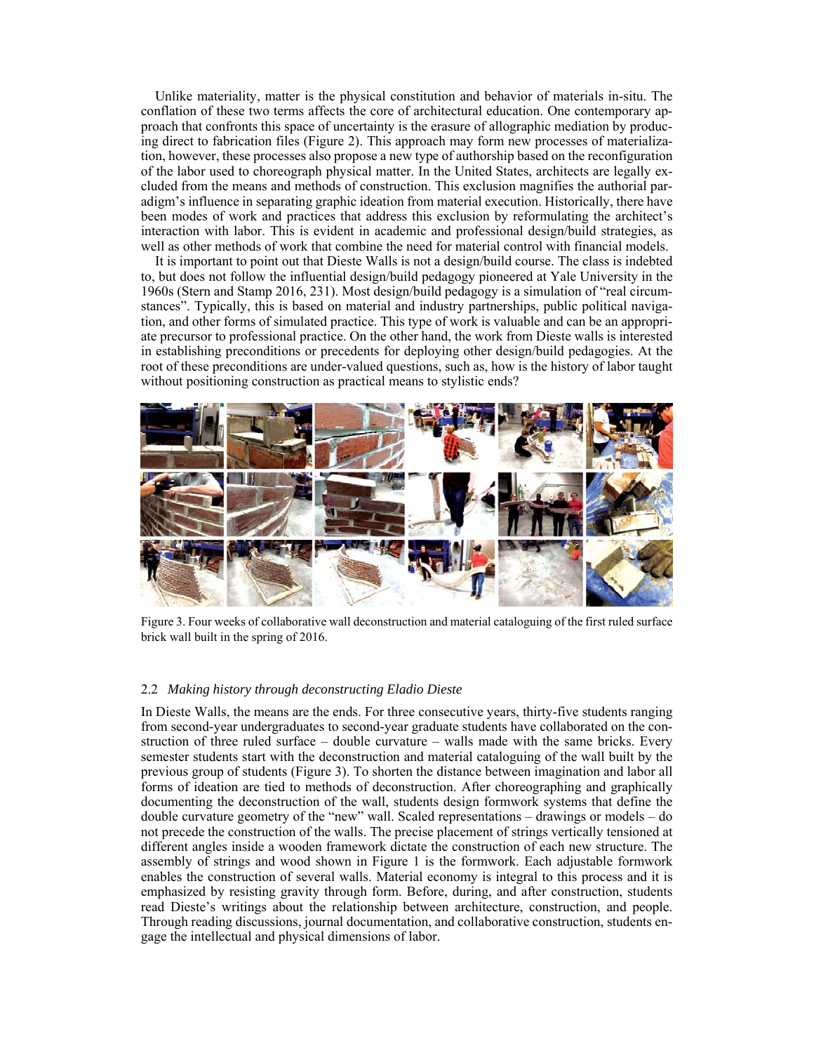Unlike materiality, matter is the physical constitution and behavior of materials in-situ. The conflation of these two terms affects the core of architectural education. One contemporary approach that confronts this space of uncertainty is the erasure of allographic mediation by producing direct to fabrication files (Figure 2). This approach may form new processes of materialization, however, these processes also propose a new type of authorship based on the reconfiguration of the labor used to choreograph physical matter. In the United States, architects are legally excluded from the means and methods of construction. This exclusion magnifies the authorial paradigm's influence in separating graphic ideation from material execution. Historically, there have been modes of work and practices that address this exclusion by reformulating the architect's interaction with labor. This is evident in academic and professional design/build strategies, as well as other methods of work that combine the need for material control with financial models.

It is important to point out that Dieste Walls is not a design/build course. The class is indebted to, but does not follow the influential design/build pedagogy pioneered at Yale University in the 1960s (Stern and Stamp 2016, 231). Most design/build pedagogy is a simulation of "real circumstances". Typically, this is based on material and industry partnerships, public political navigation, and other forms of simulated practice. This type of work is valuable and can be an appropriate precursor to professional practice. On the other hand, the work from Dieste walls is interested in establishing preconditions or precedents for deploying other design/build pedagogies. At the root of these preconditions are under-valued questions, such as, how is the history of labor taught without positioning construction as practical means to stylistic ends?

Figure 3. Four weeks of collaborative wall deconstruction and material cataloguing of the first ruled surface brick wall built in the spring of 2016.

## 2.2 *Making history through deconstructing Eladio Dieste*

In Dieste Walls, the means are the ends. For three consecutive years, thirty-five students ranging from second-year undergraduates to second-year graduate students have collaborated on the construction of three ruled surface – double curvature – walls made with the same bricks. Every semester students start with the deconstruction and material cataloguing of the wall built by the previous group of students (Figure 3). To shorten the distance between imagination and labor all forms of ideation are tied to methods of deconstruction. After choreographing and graphically documenting the deconstruction of the wall, students design formwork systems that define the double curvature geometry of the "new" wall. Scaled representations – drawings or models – do not precede the construction of the walls. The precise placement of strings vertically tensioned at different angles inside a wooden framework dictate the construction of each new structure. The assembly of strings and wood shown in Figure 1 is the formwork. Each adjustable formwork enables the construction of several walls. Material economy is integral to this process and it is emphasized by resisting gravity through form. Before, during, and after construction, students read Dieste's writings about the relationship between architecture, construction, and people. Through reading discussions, journal documentation, and collaborative construction, students engage the intellectual and physical dimensions of labor.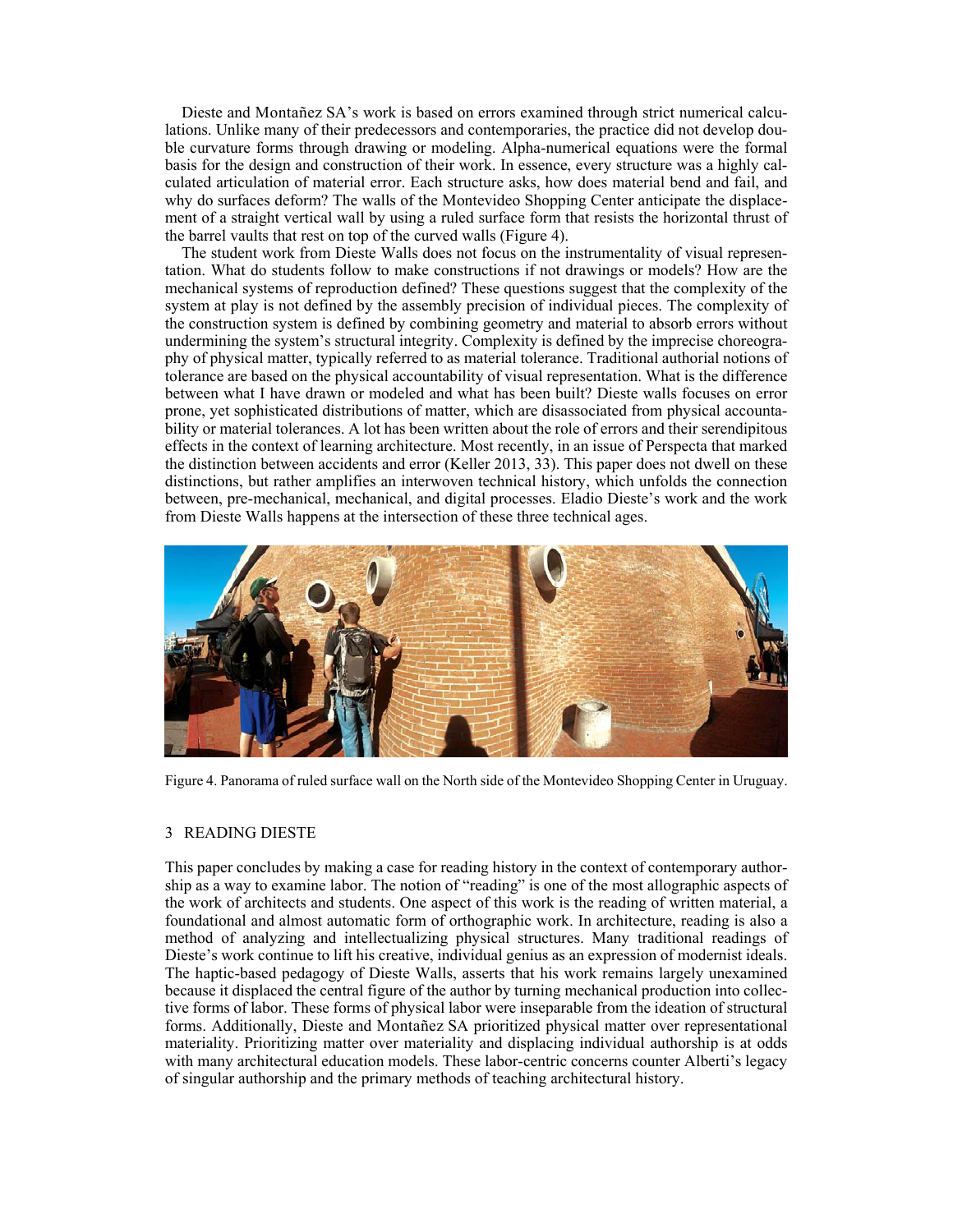Dieste and Montañez SA's work is based on errors examined through strict numerical calculations. Unlike many of their predecessors and contemporaries, the practice did not develop double curvature forms through drawing or modeling. Alpha-numerical equations were the formal basis for the design and construction of their work. In essence, every structure was a highly calculated articulation of material error. Each structure asks, how does material bend and fail, and why do surfaces deform? The walls of the Montevideo Shopping Center anticipate the displacement of a straight vertical wall by using a ruled surface form that resists the horizontal thrust of the barrel vaults that rest on top of the curved walls (Figure 4).

The student work from Dieste Walls does not focus on the instrumentality of visual representation. What do students follow to make constructions if not drawings or models? How are the mechanical systems of reproduction defined? These questions suggest that the complexity of the system at play is not defined by the assembly precision of individual pieces. The complexity of the construction system is defined by combining geometry and material to absorb errors without undermining the system's structural integrity. Complexity is defined by the imprecise choreography of physical matter, typically referred to as material tolerance. Traditional authorial notions of tolerance are based on the physical accountability of visual representation. What is the difference between what I have drawn or modeled and what has been built? Dieste walls focuses on error prone, yet sophisticated distributions of matter, which are disassociated from physical accountability or material tolerances. A lot has been written about the role of errors and their serendipitous effects in the context of learning architecture. Most recently, in an issue of Perspecta that marked the distinction between accidents and error (Keller 2013, 33). This paper does not dwell on these distinctions, but rather amplifies an interwoven technical history, which unfolds the connection between, pre-mechanical, mechanical, and digital processes. Eladio Dieste's work and the work from Dieste Walls happens at the intersection of these three technical ages.

Figure 4. Panorama of ruled surface wall on the North side of the Montevideo Shopping Center in Uruguay.

## 3 READING DIESTE

This paper concludes by making a case for reading history in the context of contemporary authorship as a way to examine labor. The notion of "reading" is one of the most allographic aspects of the work of architects and students. One aspect of this work is the reading of written material, a foundational and almost automatic form of orthographic work. In architecture, reading is also a method of analyzing and intellectualizing physical structures. Many traditional readings of Dieste's work continue to lift his creative, individual genius as an expression of modernist ideals. The haptic-based pedagogy of Dieste Walls, asserts that his work remains largely unexamined because it displaced the central figure of the author by turning mechanical production into collective forms of labor. These forms of physical labor were inseparable from the ideation of structural forms. Additionally, Dieste and Montañez SA prioritized physical matter over representational materiality. Prioritizing matter over materiality and displacing individual authorship is at odds with many architectural education models. These labor-centric concerns counter Alberti's legacy of singular authorship and the primary methods of teaching architectural history.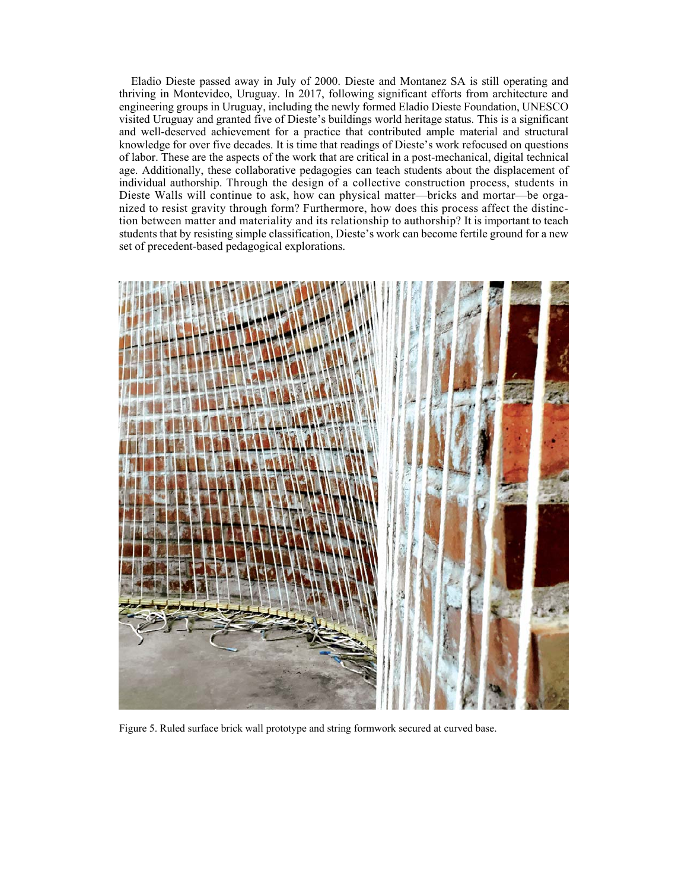Eladio Dieste passed away in July of 2000. Dieste and Montanez SA is still operating and thriving in Montevideo, Uruguay. In 2017, following significant efforts from architecture and engineering groups in Uruguay, including the newly formed Eladio Dieste Foundation, UNESCO visited Uruguay and granted five of Dieste's buildings world heritage status. This is a significant and well-deserved achievement for a practice that contributed ample material and structural knowledge for over five decades. It is time that readings of Dieste's work refocused on questions of labor. These are the aspects of the work that are critical in a post-mechanical, digital technical age. Additionally, these collaborative pedagogies can teach students about the displacement of individual authorship. Through the design of a collective construction process, students in Dieste Walls will continue to ask, how can physical matter—bricks and mortar—be organized to resist gravity through form? Furthermore, how does this process affect the distinction between matter and materiality and its relationship to authorship? It is important to teach students that by resisting simple classification, Dieste's work can become fertile ground for a new set of precedent-based pedagogical explorations.

Figure 5. Ruled surface brick wall prototype and string formwork secured at curved base.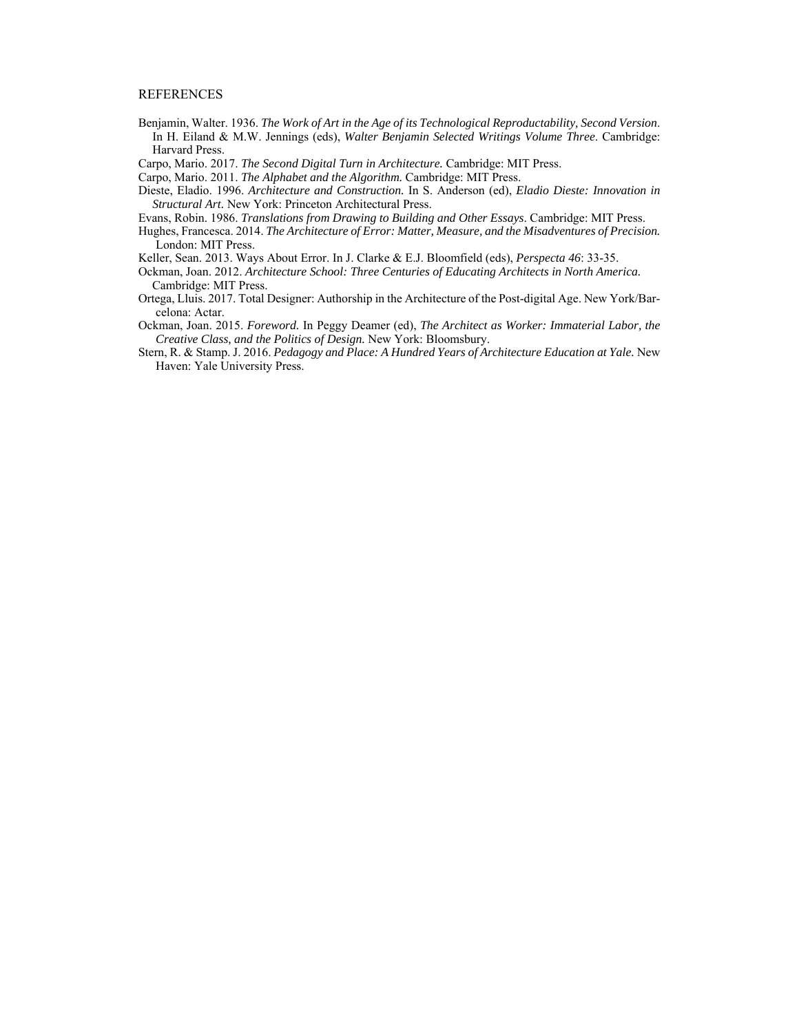## REFERENCES

Benjamin, Walter. 1936. *The Work of Art in the Age of its Technological Reproductability, Second Version*. In H. Eiland & M.W. Jennings (eds), *Walter Benjamin Selected Writings Volume Three*. Cambridge: Harvard Press.

Carpo, Mario. 2017. *The Second Digital Turn in Architecture.* Cambridge: MIT Press.

Carpo, Mario. 2011. *The Alphabet and the Algorithm.* Cambridge: MIT Press.

Dieste, Eladio. 1996. *Architecture and Construction.* In S. Anderson (ed), *Eladio Dieste: Innovation in Structural Art*. New York: Princeton Architectural Press.

Evans, Robin. 1986. *Translations from Drawing to Building and Other Essays*. Cambridge: MIT Press.

Hughes, Francesca. 2014. *The Architecture of Error: Matter, Measure, and the Misadventures of Precision.* London: MIT Press.

Keller, Sean. 2013. Ways About Error. In J. Clarke & E.J. Bloomfield (eds), *Perspecta 46*: 33-35.

Ockman, Joan. 2012. *Architecture School: Three Centuries of Educating Architects in North America.* Cambridge: MIT Press.

Ortega, Lluis. 2017. Total Designer: Authorship in the Architecture of the Post-digital Age. New York/Barcelona: Actar.

Ockman, Joan. 2015. *Foreword.* In Peggy Deamer (ed), *The Architect as Worker: Immaterial Labor, the Creative Class, and the Politics of Design.* New York: Bloomsbury.

Stern, R. & Stamp. J. 2016. *Pedagogy and Place: A Hundred Years of Architecture Education at Yale.* New Haven: Yale University Press.